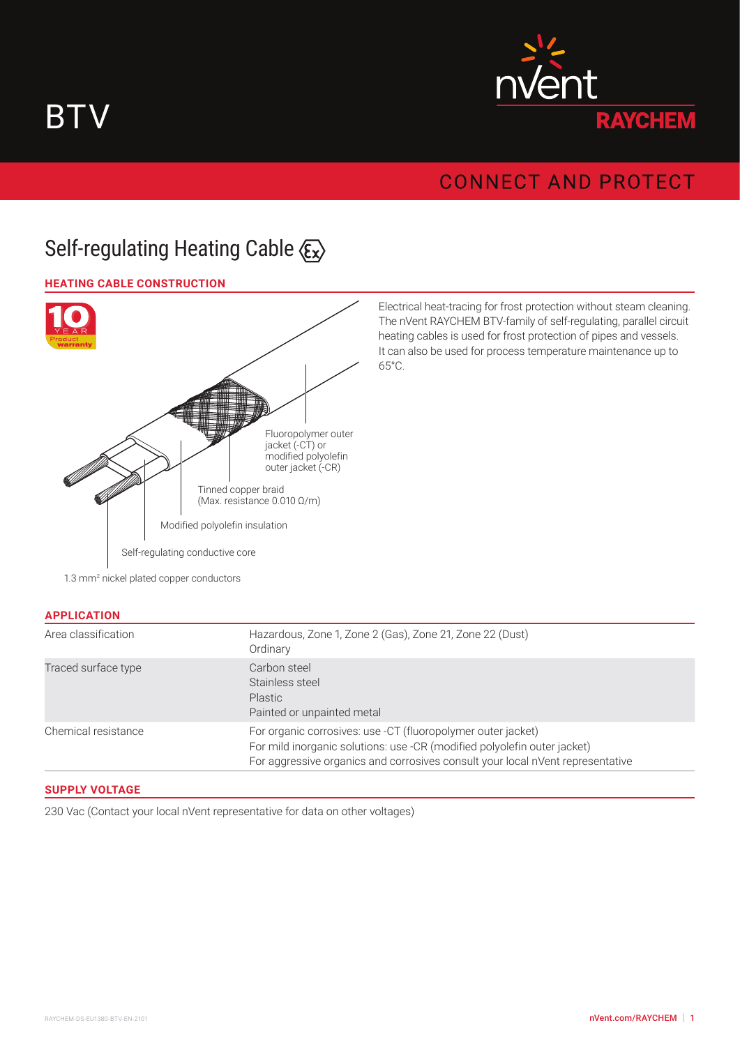# BTV

nVent RAYCHEM

CONNECT AND PROTECT

## Self-regulating Heating Cable

### HEATING CABLE CONSTRUCTION

10 YEAR Product warranty

Fluoropolymer outer jacket (-CT) or modified polyolefin outer jacket (-CR)

Tinned copper braid (Max. resistance 0.010 Ω/m)

Modified polyolefin insulation

Self-regulating conductive core

1.3 mm² nickel plated copper conductors

Electrical heat-tracing for frost protection without steam cleaning. The nVent RAYCHEM BTV-family of self-regulating, parallel circuit heating cables is used for frost protection of pipes and vessels. It can also be used for process temperature maintenance up to 65°C.

### APPLICATION

| | |
|---|---|
| Area classification | Hazardous, Zone 1, Zone 2 (Gas), Zone 21, Zone 22 (Dust)<br>Ordinary |
| Traced surface type | Carbon steel<br>Stainless steel<br>Plastic<br>Painted or unpainted metal |
| Chemical resistance | For organic corrosives: use -CT (fluoropolymer outer jacket)<br>For mild inorganic solutions: use -CR (modified polyolefin outer jacket)<br>For aggressive organics and corrosives consult your local nVent representative |

### SUPPLY VOLTAGE

230 Vac (Contact your local nVent representative for data on other voltages)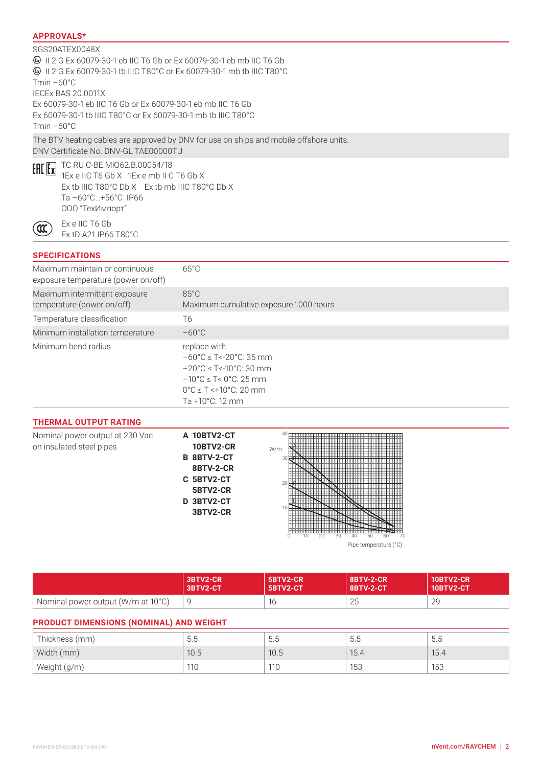## APPROVALS*

SGS20ATEX0048X

Ex II 2 G Ex 60079-30-1 eb IIC T6 Gb or Ex 60079-30-1 eb mb IIC T6 Gb

Ex II 2 G Ex 60079-30-1 tb IIIC T80°C or Ex 60079-30-1 mb tb IIIC T80°C

Tmin −60°C

IECEx BAS 20.0011X

Ex 60079-30-1 eb IIC T6 Gb or Ex 60079-30-1 eb mb IIC T6 Gb

Ex 60079-30-1 tb IIIC T80°C or Ex 60079-30-1 mb tb IIIC T80°C

Tmin −60°C

The BTV heating cables are approved by DNV for use on ships and mobile offshore units.
DNV Certificate No. DNV-GL TAE00000TU

EAC Ex TC RU C-BE.МЮ62.B.00054/18
1Ex e IIC T6 Gb X 1Ex e mb II C T6 Gb X
Ex tb IIIC T80°C Db X Ex tb mb IIIC T80°C Db X
Ta −60°C...+56°C IP66
ООО "ТехИмпорт"

CCC Ex e IIC T6 Gb
Ex tD A21 IP66 T80°C

## SPECIFICATIONS

| | |
|---|---|
| Maximum maintain or continuous exposure temperature (power on/off) | 65°C |
| Maximum intermittent exposure temperature (power on/off) | 85°C<br>Maximum cumulative exposure 1000 hours |
| Temperature classification | T6 |
| Minimum installation temperature | −60°C |
| Minimum bend radius | replace with<br>−60°C ≤ T<-20°C: 35 mm<br>−20°C ≤ T<-10°C: 30 mm<br>−10°C ≤ T< 0°C: 25 mm<br>0°C ≤ T <+10°C: 20 mm<br>T≥ +10°C: 12 mm |

## THERMAL OUTPUT RATING

Nominal power output at 230 Vac on insulated steel pipes

**A 10BTV2-CT**
**10BTV2-CR**
**B 8BTV-2-CT**
**8BTV-2-CR**
**C 5BTV2-CT**
**5BTV2-CR**
**D 3BTV2-CT**
**3BTV2-CR**

W/m

Pipe temperature (°C)

| | 3BTV2-CR<br>3BTV2-CT | 5BTV2-CR<br>5BTV2-CT | 8BTV-2-CR<br>8BTV-2-CT | 10BTV2-CR<br>10BTV2-CT |
|---|---|---|---|---|
| Nominal power output (W/m at 10°C) | 9 | 16 | 25 | 29 |

## PRODUCT DIMENSIONS (NOMINAL) AND WEIGHT

| | | | | |
|---|---|---|---|---|
| Thickness (mm) | 5.5 | 5.5 | 5.5 | 5.5 |
| Width (mm) | 10.5 | 10.5 | 15.4 | 15.4 |
| Weight (g/m) | 110 | 110 | 153 | 153 |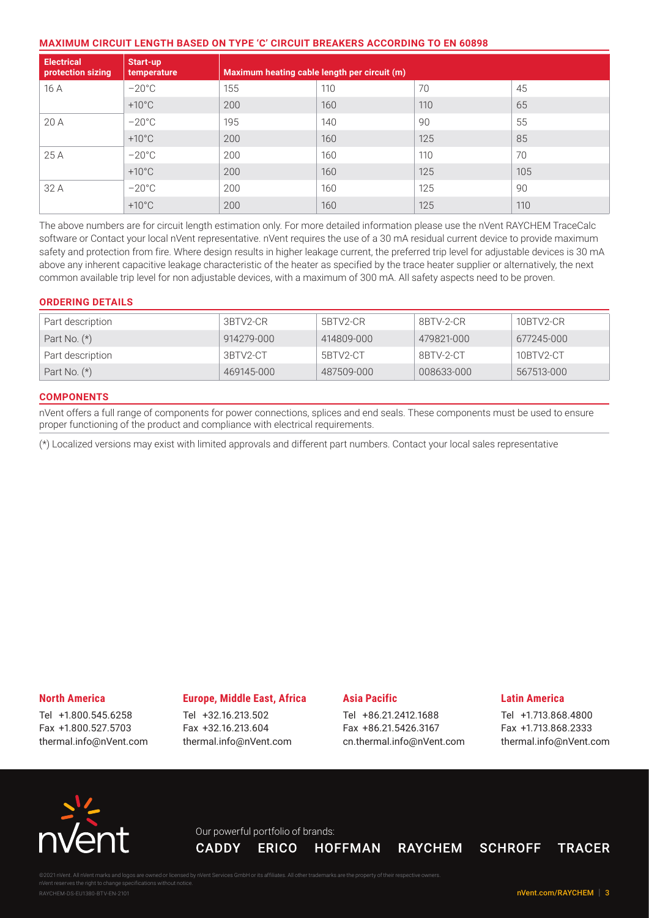## MAXIMUM CIRCUIT LENGTH BASED ON TYPE 'C' CIRCUIT BREAKERS ACCORDING TO EN 60898

| Electrical protection sizing | Start-up temperature | Maximum heating cable length per circuit (m) | | | |
|---|---|---|---|---|---|
| 16 A | −20°C | 155 | 110 | 70 | 45 |
| | +10°C | 200 | 160 | 110 | 65 |
| 20 A | −20°C | 195 | 140 | 90 | 55 |
| | +10°C | 200 | 160 | 125 | 85 |
| 25 A | −20°C | 200 | 160 | 110 | 70 |
| | +10°C | 200 | 160 | 125 | 105 |
| 32 A | −20°C | 200 | 160 | 125 | 90 |
| | +10°C | 200 | 160 | 125 | 110 |

The above numbers are for circuit length estimation only. For more detailed information please use the nVent RAYCHEM TraceCalc software or Contact your local nVent representative. nVent requires the use of a 30 mA residual current device to provide maximum safety and protection from fire. Where design results in higher leakage current, the preferred trip level for adjustable devices is 30 mA above any inherent capacitive leakage characteristic of the heater as specified by the trace heater supplier or alternatively, the next common available trip level for non adjustable devices, with a maximum of 300 mA. All safety aspects need to be proven.

## ORDERING DETAILS

| | | | | |
|---|---|---|---|---|
| Part description | 3BTV2-CR | 5BTV2-CR | 8BTV-2-CR | 10BTV2-CR |
| Part No. (*) | 914279-000 | 414809-000 | 479821-000 | 677245-000 |
| Part description | 3BTV2-CT | 5BTV2-CT | 8BTV-2-CT | 10BTV2-CT |
| Part No. (*) | 469145-000 | 487509-000 | 008633-000 | 567513-000 |

## COMPONENTS

nVent offers a full range of components for power connections, splices and end seals. These components must be used to ensure proper functioning of the product and compliance with electrical requirements.

(*) Localized versions may exist with limited approvals and different part numbers. Contact your local sales representative

**North America**
Tel +1.800.545.6258
Fax +1.800.527.5703
thermal.info@nVent.com

**Europe, Middle East, Africa**
Tel +32.16.213.502
Fax +32.16.213.604
thermal.info@nVent.com

**Asia Pacific**
Tel +86.21.2412.1688
Fax +86.21.5426.3167
cn.thermal.info@nVent.com

**Latin America**
Tel +1.713.868.4800
Fax +1.713.868.2333
thermal.info@nVent.com

nVent

Our powerful portfolio of brands:
CADDY ERICO HOFFMAN RAYCHEM SCHROFF TRACER

©2021 nVent. All nVent marks and logos are owned or licensed by nVent Services GmbH or its affiliates. All other trademarks are the property of their respective owners.
nVent reserves the right to change specifications without notice.
RAYCHEM-DS-EU1380-BTV-EN-2101

nVent.com/RAYCHEM